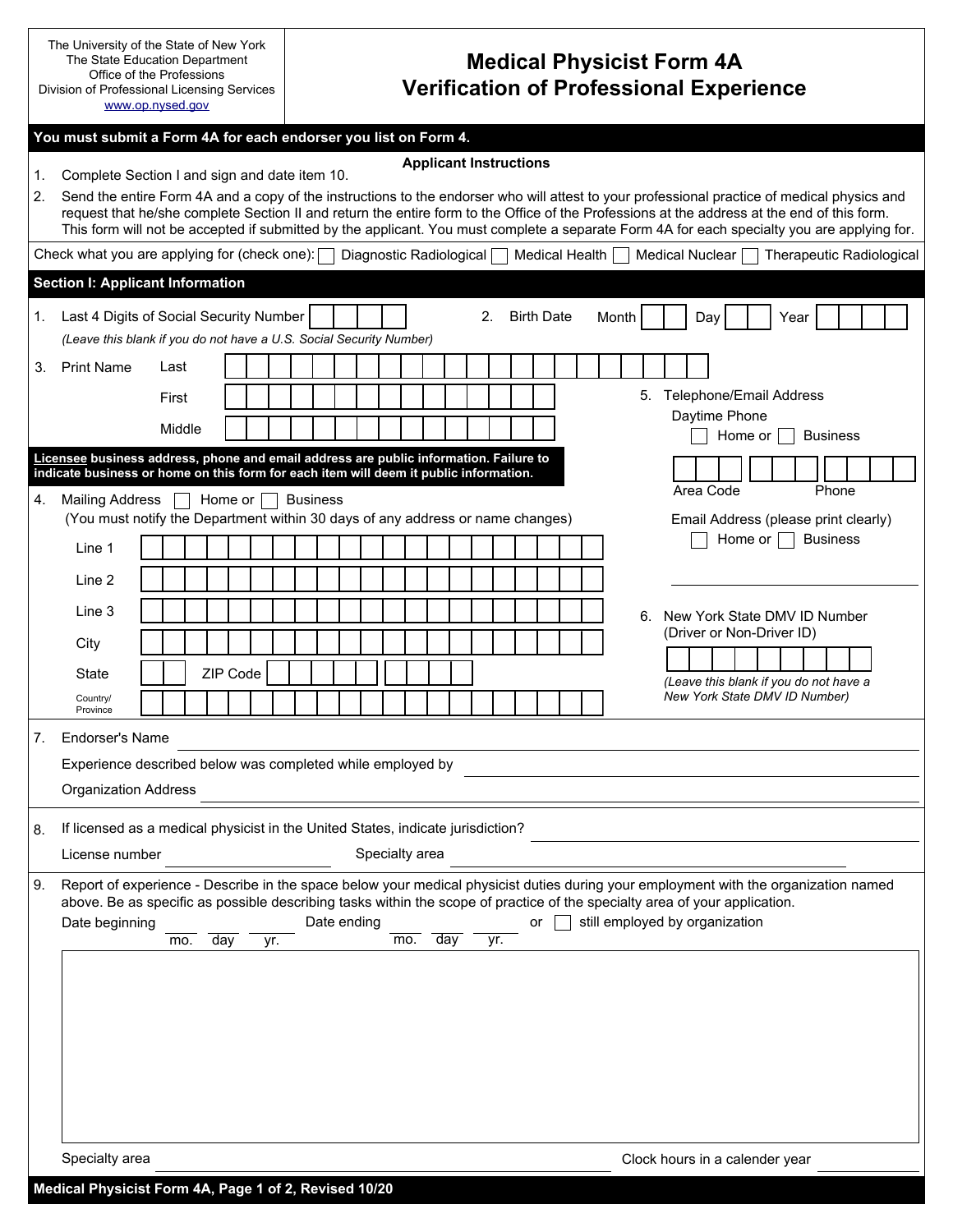The University of the State of New York
The State Education Department
Office of the Professions
Division of Professional Licensing Services
www.op.nysed.gov

# Medical Physicist Form 4A
# Verification of Professional Experience

**You must submit a Form 4A for each endorser you list on Form 4.**

### Applicant Instructions

1. Complete Section I and sign and date item 10.
2. Send the entire Form 4A and a copy of the instructions to the endorser who will attest to your professional practice of medical physics and request that he/she complete Section II and return the entire form to the Office of the Professions at the address at the end of this form. This form will not be accepted if submitted by the applicant. You must complete a separate Form 4A for each specialty you are applying for.

Check what you are applying for (check one): ☐ Diagnostic Radiological ☐ Medical Health ☐ Medical Nuclear ☐ Therapeutic Radiological

## Section I: Applicant Information

1. Last 4 Digits of Social Security Number ____
   *(Leave this blank if you do not have a U.S. Social Security Number)*

2. Birth Date Month __ Day __ Year ____

3. Print Name
   - Last ____
   - First ____
   - Middle ____

**Licensee business address, phone and email address are public information. Failure to indicate business or home on this form for each item will deem it public information.**

4. Mailing Address ☐ Home or ☐ Business
   (You must notify the Department within 30 days of any address or name changes)
   - Line 1 ____
   - Line 2 ____
   - Line 3 ____
   - City ____
   - State __ ZIP Code ____
   - Country/Province ____

5. Telephone/Email Address
   - Daytime Phone ☐ Home or ☐ Business
     Area Code ___ Phone ____
   - Email Address (please print clearly) ☐ Home or ☐ Business
     ____

6. New York State DMV ID Number (Driver or Non-Driver ID) ____
   *(Leave this blank if you do not have a New York State DMV ID Number)*

7. Endorser's Name ____
   Experience described below was completed while employed by ____
   Organization Address ____

8. If licensed as a medical physicist in the United States, indicate jurisdiction? ____
   License number ____ Specialty area ____

9. Report of experience - Describe in the space below your medical physicist duties during your employment with the organization named above. Be as specific as possible describing tasks within the scope of practice of the specialty area of your application.
   Date beginning __ mo. __ day __ yr. Date ending __ mo. __ day __ yr. or ☐ still employed by organization

   ____

   Specialty area ____ Clock hours in a calender year ____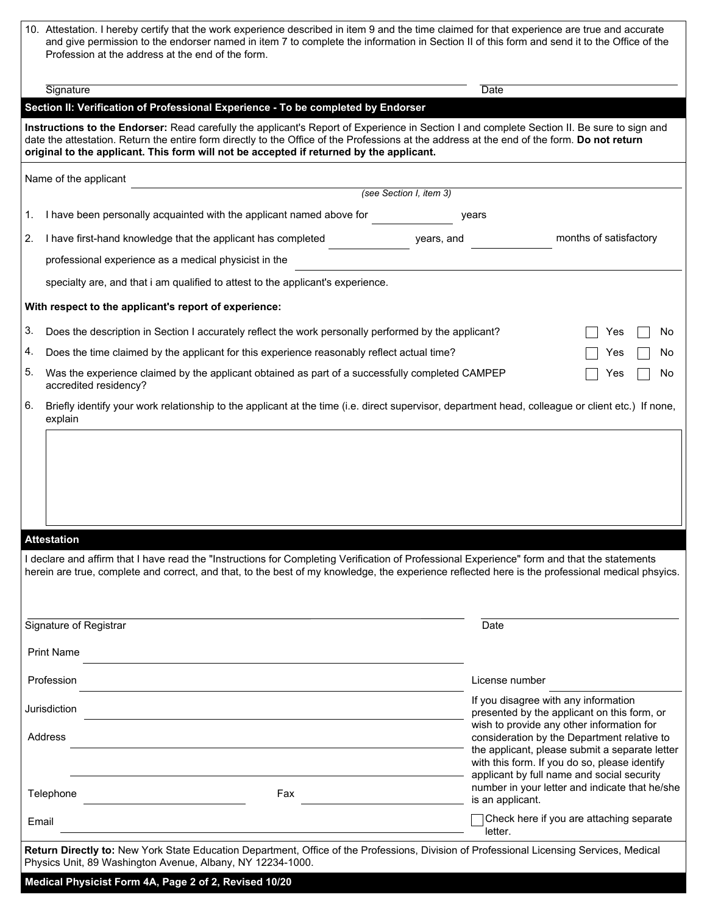10. Attestation. I hereby certify that the work experience described in item 9 and the time claimed for that experience are true and accurate and give permission to the endorser named in item 7 to complete the information in Section II of this form and send it to the Office of the Profession at the address at the end of the form.

Signature ______________________ Date ______________

## Section II: Verification of Professional Experience - To be completed by Endorser

**Instructions to the Endorser:** Read carefully the applicant's Report of Experience in Section I and complete Section II. Be sure to sign and date the attestation. Return the entire form directly to the Office of the Professions at the address at the end of the form. **Do not return original to the applicant. This form will not be accepted if returned by the applicant.**

Name of the applicant ______________________________
*(see Section I, item 3)*

1. I have been personally acquainted with the applicant named above for __________ years
2. I have first-hand knowledge that the applicant has completed __________ years, and __________ months of satisfactory professional experience as a medical physicist in the ______________________________ specialty are, and that i am qualified to attest to the applicant's experience.

**With respect to the applicant's report of experience:**

3. Does the description in Section I accurately reflect the work personally performed by the applicant? ☐ Yes ☐ No
4. Does the time claimed by the applicant for this experience reasonably reflect actual time? ☐ Yes ☐ No
5. Was the experience claimed by the applicant obtained as part of a successfully completed CAMPEP accredited residency? ☐ Yes ☐ No
6. Briefly identify your work relationship to the applicant at the time (i.e. direct supervisor, department head, colleague or client etc.) If none, explain

## Attestation

I declare and affirm that I have read the "Instructions for Completing Verification of Professional Experience" form and that the statements herein are true, complete and correct, and that, to the best of my knowledge, the experience reflected here is the professional medical phsyics.

Signature of Registrar ______________________ Date ______________

Print Name ______________________

Profession ______________________ License number ______________

Jurisdiction ______________________

Address ______________________

Telephone ______________ Fax ______________

Email ______________________

If you disagree with any information presented by the applicant on this form, or wish to provide any other information for consideration by the Department relative to the applicant, please submit a separate letter with this form. If you do so, please identify applicant by full name and social security number in your letter and indicate that he/she is an applicant.

☐ Check here if you are attaching separate letter.

**Return Directly to:** New York State Education Department, Office of the Professions, Division of Professional Licensing Services, Medical Physics Unit, 89 Washington Avenue, Albany, NY 12234-1000.

**Medical Physicist Form 4A, Page 2 of 2, Revised 10/20**